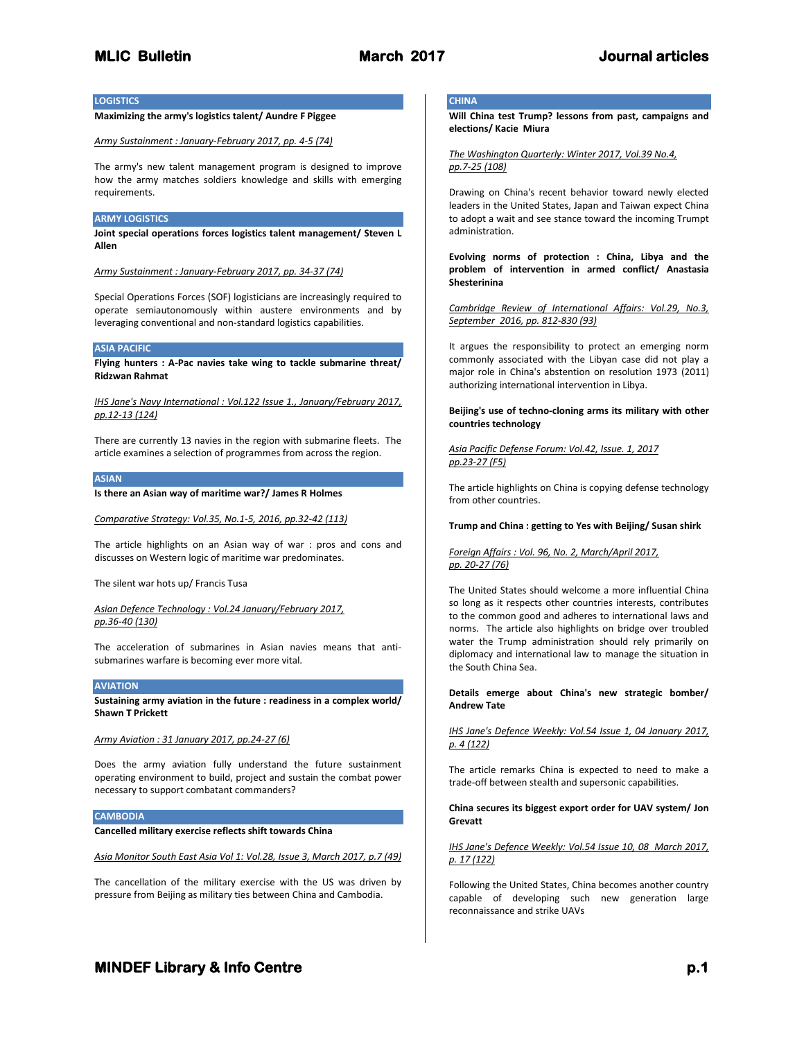## LOGISTICS

**Maximizing the army's logistics talent/ Aundre F Piggee**

*Army Sustainment : January-February 2017, pp. 4-5 (74)*

The army's new talent management program is designed to improve how the army matches soldiers knowledge and skills with emerging requirements.

## ARMY LOGISTICS

**Joint special operations forces logistics talent management/ Steven L Allen**

*Army Sustainment : January-February 2017, pp. 34-37 (74)*

Special Operations Forces (SOF) logisticians are increasingly required to operate semiautonomously within austere environments and by leveraging conventional and non-standard logistics capabilities.

## ASIA PACIFIC

**Flying hunters : A-Pac navies take wing to tackle submarine threat/ Ridzwan Rahmat**

*IHS Jane's Navy International : Vol.122 Issue 1., January/February 2017, pp.12-13 (124)*

There are currently 13 navies in the region with submarine fleets. The article examines a selection of programmes from across the region.

## ASIAN

**Is there an Asian way of maritime war?/ James R Holmes**

*Comparative Strategy: Vol.35, No.1-5, 2016, pp.32-42 (113)*

The article highlights on an Asian way of war : pros and cons and discusses on Western logic of maritime war predominates.

The silent war hots up/ Francis Tusa

*Asian Defence Technology : Vol.24 January/February 2017, pp.36-40 (130)*

The acceleration of submarines in Asian navies means that anti-submarines warfare is becoming ever more vital.

## AVIATION

**Sustaining army aviation in the future : readiness in a complex world/ Shawn T Prickett**

*Army Aviation : 31 January 2017, pp.24-27 (6)*

Does the army aviation fully understand the future sustainment operating environment to build, project and sustain the combat power necessary to support combatant commanders?

## CAMBODIA

**Cancelled military exercise reflects shift towards China**

*Asia Monitor South East Asia Vol 1: Vol.28, Issue 3, March 2017, p.7 (49)*

The cancellation of the military exercise with the US was driven by pressure from Beijing as military ties between China and Cambodia.

## CHINA

**Will China test Trump? lessons from past, campaigns and elections/ Kacie Miura**

*The Washington Quarterly: Winter 2017, Vol.39 No.4, pp.7-25 (108)*

Drawing on China's recent behavior toward newly elected leaders in the United States, Japan and Taiwan expect China to adopt a wait and see stance toward the incoming Trump administration.

**Evolving norms of protection : China, Libya and the problem of intervention in armed conflict/ Anastasia Shesterinina**

*Cambridge Review of International Affairs: Vol.29, No.3, September 2016, pp. 812-830 (93)*

It argues the responsibility to protect an emerging norm commonly associated with the Libyan case did not play a major role in China's abstention on resolution 1973 (2011) authorizing international intervention in Libya.

**Beijing's use of techno-cloning arms its military with other countries technology**

*Asia Pacific Defense Forum: Vol.42, Issue. 1, 2017 pp.23-27 (F5)*

The article highlights on China is copying defense technology from other countries.

**Trump and China : getting to Yes with Beijing/ Susan shirk**

*Foreign Affairs : Vol. 96, No. 2, March/April 2017, pp. 20-27 (76)*

The United States should welcome a more influential China so long as it respects other countries interests, contributes to the common good and adheres to international laws and norms. The article also highlights on bridge over troubled water the Trump administration should rely primarily on diplomacy and international law to manage the situation in the South China Sea.

**Details emerge about China's new strategic bomber/ Andrew Tate**

*IHS Jane's Defence Weekly: Vol.54 Issue 1, 04 January 2017, p. 4 (122)*

The article remarks China is expected to need to make a trade-off between stealth and supersonic capabilities.

**China secures its biggest export order for UAV system/ Jon Grevatt**

*IHS Jane's Defence Weekly: Vol.54 Issue 10, 08 March 2017, p. 17 (122)*

Following the United States, China becomes another country capable of developing such new generation large reconnaissance and strike UAVs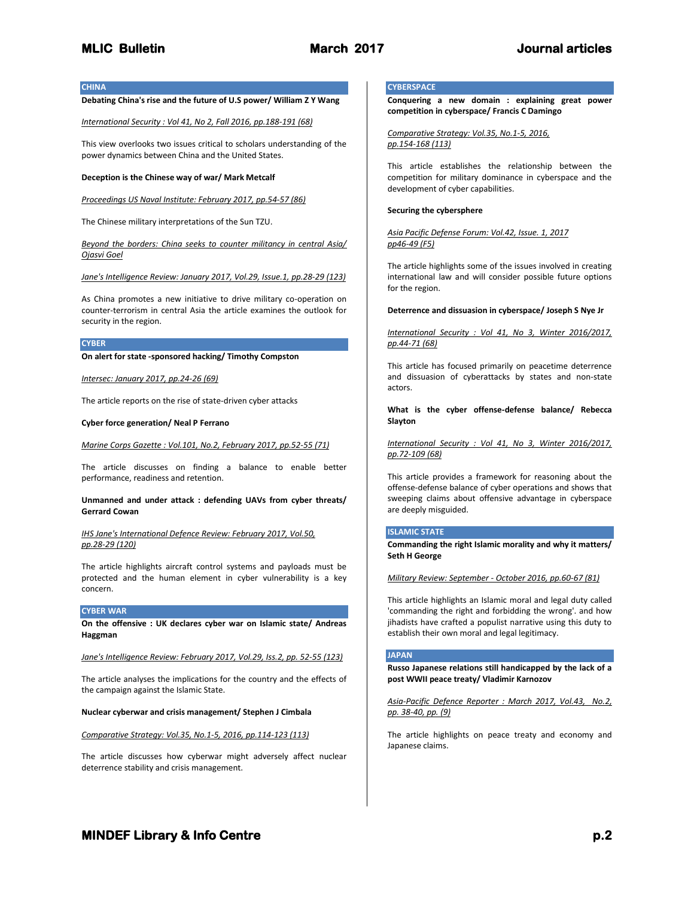## CHINA

**Debating China's rise and the future of U.S power/ William Z Y Wang**

International Security : Vol 41, No 2, Fall 2016, pp.188-191 (68)

This view overlooks two issues critical to scholars understanding of the power dynamics between China and the United States.

**Deception is the Chinese way of war/ Mark Metcalf**

Proceedings US Naval Institute: February 2017, pp.54-57 (86)

The Chinese military interpretations of the Sun TZU.

Beyond the borders: China seeks to counter militancy in central Asia/ Ojasvi Goel

Jane's Intelligence Review: January 2017, Vol.29, Issue.1, pp.28-29 (123)

As China promotes a new initiative to drive military co-operation on counter-terrorism in central Asia the article examines the outlook for security in the region.

## CYBER

**On alert for state -sponsored hacking/ Timothy Compston**

Intersec: January 2017, pp.24-26 (69)

The article reports on the rise of state-driven cyber attacks

**Cyber force generation/ Neal P Ferrano**

Marine Corps Gazette : Vol.101, No.2, February 2017, pp.52-55 (71)

The article discusses on finding a balance to enable better performance, readiness and retention.

**Unmanned and under attack : defending UAVs from cyber threats/ Gerrard Cowan**

IHS Jane's International Defence Review: February 2017, Vol.50, pp.28-29 (120)

The article highlights aircraft control systems and payloads must be protected and the human element in cyber vulnerability is a key concern.

## CYBER WAR

**On the offensive : UK declares cyber war on Islamic state/ Andreas Haggman**

Jane's Intelligence Review: February 2017, Vol.29, Iss.2, pp. 52-55 (123)

The article analyses the implications for the country and the effects of the campaign against the Islamic State.

**Nuclear cyberwar and crisis management/ Stephen J Cimbala**

Comparative Strategy: Vol.35, No.1-5, 2016, pp.114-123 (113)

The article discusses how cyberwar might adversely affect nuclear deterrence stability and crisis management.

## CYBERSPACE

**Conquering a new domain : explaining great power competition in cyberspace/ Francis C Damingo**

Comparative Strategy: Vol.35, No.1-5, 2016, pp.154-168 (113)

This article establishes the relationship between the competition for military dominance in cyberspace and the development of cyber capabilities.

**Securing the cybersphere**

Asia Pacific Defense Forum: Vol.42, Issue. 1, 2017 pp46-49 (F5)

The article highlights some of the issues involved in creating international law and will consider possible future options for the region.

**Deterrence and dissuasion in cyberspace/ Joseph S Nye Jr**

International Security : Vol 41, No 3, Winter 2016/2017, pp.44-71 (68)

This article has focused primarily on peacetime deterrence and dissuasion of cyberattacks by states and non-state actors.

**What is the cyber offense-defense balance/ Rebecca Slayton**

International Security : Vol 41, No 3, Winter 2016/2017, pp.72-109 (68)

This article provides a framework for reasoning about the offense-defense balance of cyber operations and shows that sweeping claims about offensive advantage in cyberspace are deeply misguided.

## ISLAMIC STATE

**Commanding the right Islamic morality and why it matters/ Seth H George**

Military Review: September - October 2016, pp.60-67 (81)

This article highlights an Islamic moral and legal duty called 'commanding the right and forbidding the wrong'. and how jihadists have crafted a populist narrative using this duty to establish their own moral and legal legitimacy.

## JAPAN

**Russo Japanese relations still handicapped by the lack of a post WWII peace treaty/ Vladimir Karnozov**

Asia-Pacific Defence Reporter : March 2017, Vol.43, No.2, pp. 38-40, pp. (9)

The article highlights on peace treaty and economy and Japanese claims.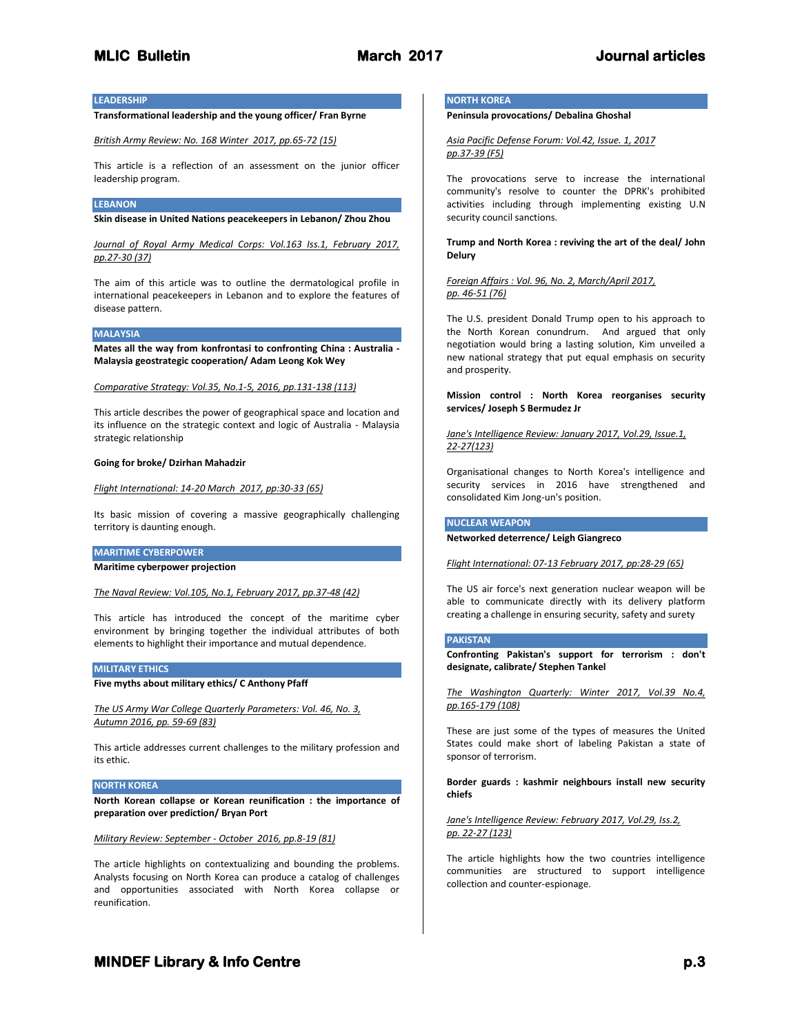## LEADERSHIP

**Transformational leadership and the young officer/ Fran Byrne**

British Army Review: No. 168 Winter 2017, pp.65-72 (15)

This article is a reflection of an assessment on the junior officer leadership program.

## LEBANON

**Skin disease in United Nations peacekeepers in Lebanon/ Zhou Zhou**

Journal of Royal Army Medical Corps: Vol.163 Iss.1, February 2017, pp.27-30 (37)

The aim of this article was to outline the dermatological profile in international peacekeepers in Lebanon and to explore the features of disease pattern.

## MALAYSIA

**Mates all the way from konfrontasi to confronting China : Australia - Malaysia geostrategic cooperation/ Adam Leong Kok Wey**

Comparative Strategy: Vol.35, No.1-5, 2016, pp.131-138 (113)

This article describes the power of geographical space and location and its influence on the strategic context and logic of Australia - Malaysia strategic relationship

**Going for broke/ Dzirhan Mahadzir**

Flight International: 14-20 March 2017, pp:30-33 (65)

Its basic mission of covering a massive geographically challenging territory is daunting enough.

## MARITIME CYBERPOWER

**Maritime cyberpower projection**

The Naval Review: Vol.105, No.1, February 2017, pp.37-48 (42)

This article has introduced the concept of the maritime cyber environment by bringing together the individual attributes of both elements to highlight their importance and mutual dependence.

## MILITARY ETHICS

**Five myths about military ethics/ C Anthony Pfaff**

The US Army War College Quarterly Parameters: Vol. 46, No. 3, Autumn 2016, pp. 59-69 (83)

This article addresses current challenges to the military profession and its ethic.

## NORTH KOREA

**North Korean collapse or Korean reunification : the importance of preparation over prediction/ Bryan Port**

Military Review: September - October 2016, pp.8-19 (81)

The article highlights on contextualizing and bounding the problems. Analysts focusing on North Korea can produce a catalog of challenges and opportunities associated with North Korea collapse or reunification.

## NORTH KOREA

**Peninsula provocations/ Debalina Ghoshal**

Asia Pacific Defense Forum: Vol.42, Issue. 1, 2017 pp.37-39 (F5)

The provocations serve to increase the international community's resolve to counter the DPRK's prohibited activities including through implementing existing U.N security council sanctions.

**Trump and North Korea : reviving the art of the deal/ John Delury**

Foreign Affairs : Vol. 96, No. 2, March/April 2017, pp. 46-51 (76)

The U.S. president Donald Trump open to his approach to the North Korean conundrum. And argued that only negotiation would bring a lasting solution, Kim unveiled a new national strategy that put equal emphasis on security and prosperity.

**Mission control : North Korea reorganises security services/ Joseph S Bermudez Jr**

Jane's Intelligence Review: January 2017, Vol.29, Issue.1, 22-27(123)

Organisational changes to North Korea's intelligence and security services in 2016 have strengthened and consolidated Kim Jong-un's position.

## NUCLEAR WEAPON

**Networked deterrence/ Leigh Giangreco**

Flight International: 07-13 February 2017, pp:28-29 (65)

The US air force's next generation nuclear weapon will be able to communicate directly with its delivery platform creating a challenge in ensuring security, safety and surety

## PAKISTAN

**Confronting Pakistan's support for terrorism : don't designate, calibrate/ Stephen Tankel**

The Washington Quarterly: Winter 2017, Vol.39 No.4, pp.165-179 (108)

These are just some of the types of measures the United States could make short of labeling Pakistan a state of sponsor of terrorism.

**Border guards : kashmir neighbours install new security chiefs**

Jane's Intelligence Review: February 2017, Vol.29, Iss.2, pp. 22-27 (123)

The article highlights how the two countries intelligence communities are structured to support intelligence collection and counter-espionage.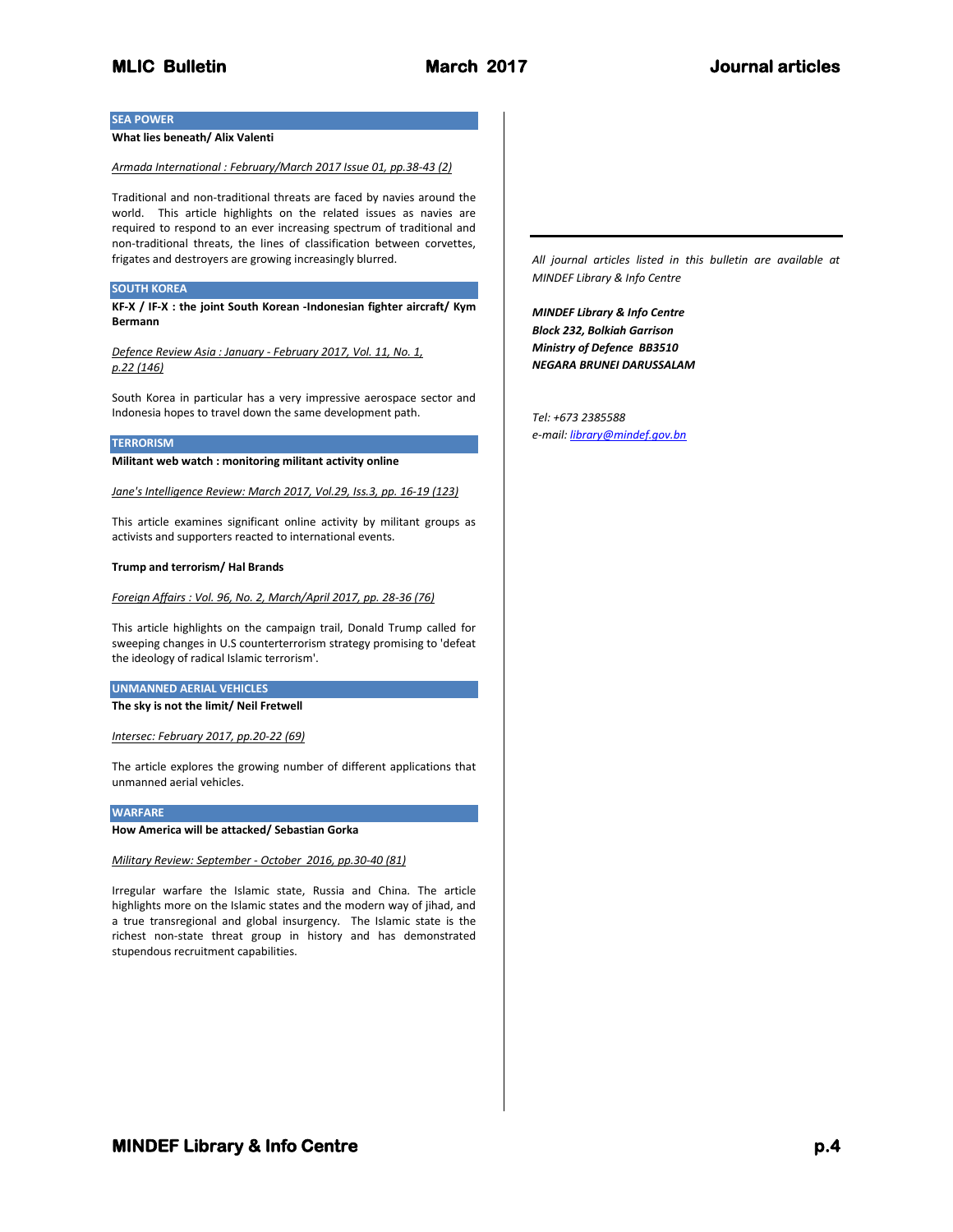## SEA POWER

**What lies beneath/ Alix Valenti**

*Armada International : February/March 2017 Issue 01, pp.38-43 (2)*

Traditional and non-traditional threats are faced by navies around the world. This article highlights on the related issues as navies are required to respond to an ever increasing spectrum of traditional and non-traditional threats, the lines of classification between corvettes, frigates and destroyers are growing increasingly blurred.

## SOUTH KOREA

**KF-X / IF-X : the joint South Korean -Indonesian fighter aircraft/ Kym Bermann**

*Defence Review Asia : January - February 2017, Vol. 11, No. 1, p.22 (146)*

South Korea in particular has a very impressive aerospace sector and Indonesia hopes to travel down the same development path.

## TERRORISM

**Militant web watch : monitoring militant activity online**

*Jane's Intelligence Review: March 2017, Vol.29, Iss.3, pp. 16-19 (123)*

This article examines significant online activity by militant groups as activists and supporters reacted to international events.

**Trump and terrorism/ Hal Brands**

*Foreign Affairs : Vol. 96, No. 2, March/April 2017, pp. 28-36 (76)*

This article highlights on the campaign trail, Donald Trump called for sweeping changes in U.S counterterrorism strategy promising to 'defeat the ideology of radical Islamic terrorism'.

## UNMANNED AERIAL VEHICLES

**The sky is not the limit/ Neil Fretwell**

*Intersec: February 2017, pp.20-22 (69)*

The article explores the growing number of different applications that unmanned aerial vehicles.

## WARFARE

**How America will be attacked/ Sebastian Gorka**

*Military Review: September - October 2016, pp.30-40 (81)*

Irregular warfare the Islamic state, Russia and China. The article highlights more on the Islamic states and the modern way of jihad, and a true transregional and global insurgency. The Islamic state is the richest non-state threat group in history and has demonstrated stupendous recruitment capabilities.

---

*All journal articles listed in this bulletin are available at MINDEF Library & Info Centre*

***MINDEF Library & Info Centre***
***Block 232, Bolkiah Garrison***
***Ministry of Defence BB3510***
***NEGARA BRUNEI DARUSSALAM***

*Tel: +673 2385588*
*e-mail: library@mindef.gov.bn*